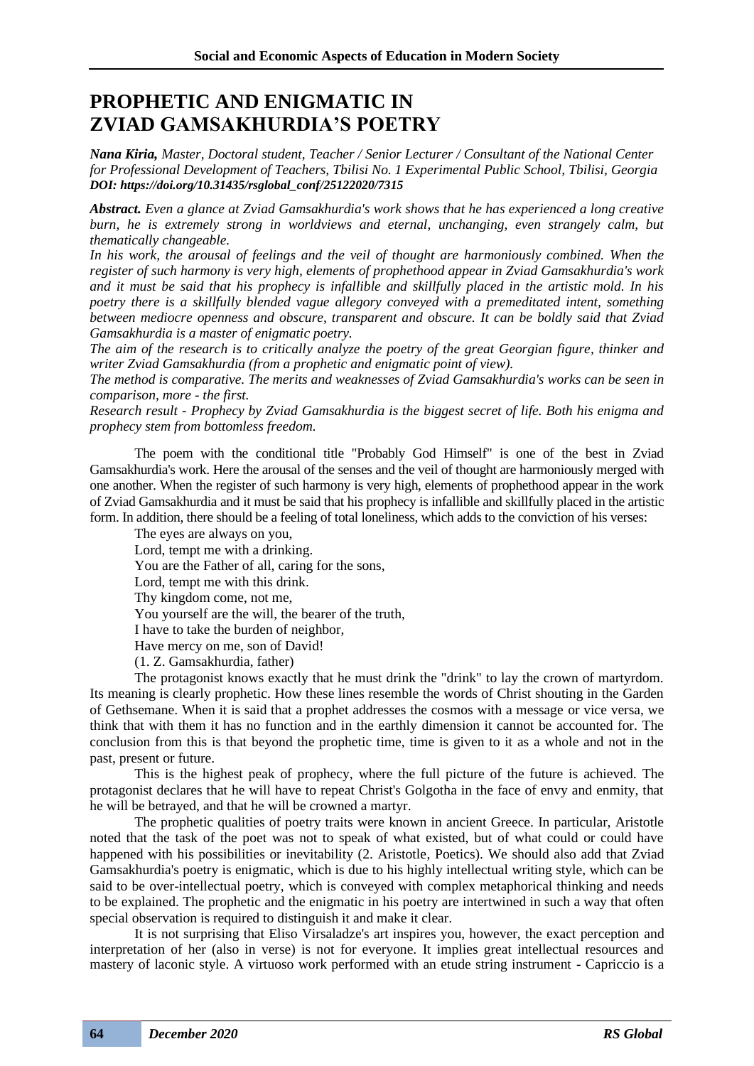# PROPHETIC AND ENIGMATIC IN ZVIAD GAMSAKHURDIA'S POETRY

***Nana Kiria,** Master, Doctoral student, Teacher / Senior Lecturer / Consultant of the National Center for Professional Development of Teachers, Tbilisi No. 1 Experimental Public School, Tbilisi, Georgia*
***DOI: https://doi.org/10.31435/rsglobal_conf/25122020/7315***

***Abstract.** Even a glance at Zviad Gamsakhurdia's work shows that he has experienced a long creative burn, he is extremely strong in worldviews and eternal, unchanging, even strangely calm, but thematically changeable.*

*In his work, the arousal of feelings and the veil of thought are harmoniously combined. When the register of such harmony is very high, elements of prophethood appear in Zviad Gamsakhurdia's work and it must be said that his prophecy is infallible and skillfully placed in the artistic mold. In his poetry there is a skillfully blended vague allegory conveyed with a premeditated intent, something between mediocre openness and obscure, transparent and obscure. It can be boldly said that Zviad Gamsakhurdia is a master of enigmatic poetry.*

*The aim of the research is to critically analyze the poetry of the great Georgian figure, thinker and writer Zviad Gamsakhurdia (from a prophetic and enigmatic point of view).*

*The method is comparative. The merits and weaknesses of Zviad Gamsakhurdia's works can be seen in comparison, more - the first.*

*Research result - Prophecy by Zviad Gamsakhurdia is the biggest secret of life. Both his enigma and prophecy stem from bottomless freedom.*

The poem with the conditional title "Probably God Himself" is one of the best in Zviad Gamsakhurdia's work. Here the arousal of the senses and the veil of thought are harmoniously merged with one another. When the register of such harmony is very high, elements of prophethood appear in the work of Zviad Gamsakhurdia and it must be said that his prophecy is infallible and skillfully placed in the artistic form. In addition, there should be a feeling of total loneliness, which adds to the conviction of his verses:

The eyes are always on you,
Lord, tempt me with a drinking.
You are the Father of all, caring for the sons,
Lord, tempt me with this drink.
Thy kingdom come, not me,
You yourself are the will, the bearer of the truth,
I have to take the burden of neighbor,
Have mercy on me, son of David!
(1. Z. Gamsakhurdia, father)

The protagonist knows exactly that he must drink the "drink" to lay the crown of martyrdom. Its meaning is clearly prophetic. How these lines resemble the words of Christ shouting in the Garden of Gethsemane. When it is said that a prophet addresses the cosmos with a message or vice versa, we think that with them it has no function and in the earthly dimension it cannot be accounted for. The conclusion from this is that beyond the prophetic time, time is given to it as a whole and not in the past, present or future.

This is the highest peak of prophecy, where the full picture of the future is achieved. The protagonist declares that he will have to repeat Christ's Golgotha in the face of envy and enmity, that he will be betrayed, and that he will be crowned a martyr.

The prophetic qualities of poetry traits were known in ancient Greece. In particular, Aristotle noted that the task of the poet was not to speak of what existed, but of what could or could have happened with his possibilities or inevitability (2. Aristotle, Poetics). We should also add that Zviad Gamsakhurdia's poetry is enigmatic, which is due to his highly intellectual writing style, which can be said to be over-intellectual poetry, which is conveyed with complex metaphorical thinking and needs to be explained. The prophetic and the enigmatic in his poetry are intertwined in such a way that often special observation is required to distinguish it and make it clear.

It is not surprising that Eliso Virsaladze's art inspires you, however, the exact perception and interpretation of her (also in verse) is not for everyone. It implies great intellectual resources and mastery of laconic style. A virtuoso work performed with an etude string instrument - Capriccio is a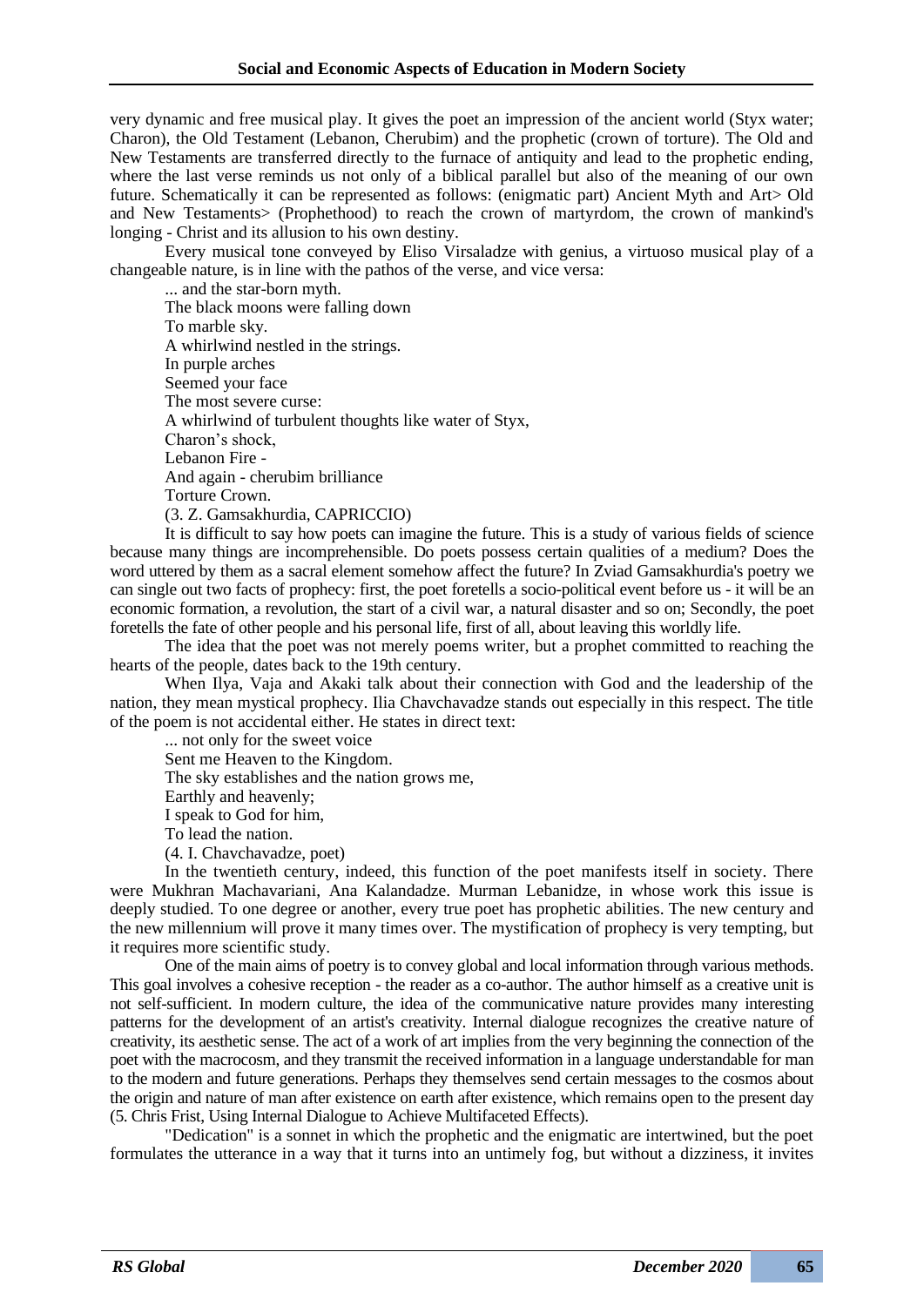very dynamic and free musical play. It gives the poet an impression of the ancient world (Styx water; Charon), the Old Testament (Lebanon, Cherubim) and the prophetic (crown of torture). The Old and New Testaments are transferred directly to the furnace of antiquity and lead to the prophetic ending, where the last verse reminds us not only of a biblical parallel but also of the meaning of our own future. Schematically it can be represented as follows: (enigmatic part) Ancient Myth and Art> Old and New Testaments> (Prophethood) to reach the crown of martyrdom, the crown of mankind's longing - Christ and its allusion to his own destiny.

Every musical tone conveyed by Eliso Virsaladze with genius, a virtuoso musical play of a changeable nature, is in line with the pathos of the verse, and vice versa:

... and the star-born myth.  
The black moons were falling down  
To marble sky.  
A whirlwind nestled in the strings.  
In purple arches  
Seemed your face  
The most severe curse:  
A whirlwind of turbulent thoughts like water of Styx,  
Charon's shock,  
Lebanon Fire -  
And again - cherubim brilliance  
Torture Crown.  
(3. Z. Gamsakhurdia, CAPRICCIO)

It is difficult to say how poets can imagine the future. This is a study of various fields of science because many things are incomprehensible. Do poets possess certain qualities of a medium? Does the word uttered by them as a sacral element somehow affect the future? In Zviad Gamsakhurdia's poetry we can single out two facts of prophecy: first, the poet foretells a socio-political event before us - it will be an economic formation, a revolution, the start of a civil war, a natural disaster and so on; Secondly, the poet foretells the fate of other people and his personal life, first of all, about leaving this worldly life.

The idea that the poet was not merely poems writer, but a prophet committed to reaching the hearts of the people, dates back to the 19th century.

When Ilya, Vaja and Akaki talk about their connection with God and the leadership of the nation, they mean mystical prophecy. Ilia Chavchavadze stands out especially in this respect. The title of the poem is not accidental either. He states in direct text:

... not only for the sweet voice  
Sent me Heaven to the Kingdom.  
The sky establishes and the nation grows me,  
Earthly and heavenly;  
I speak to God for him,  
To lead the nation.  
(4. I. Chavchavadze, poet)

In the twentieth century, indeed, this function of the poet manifests itself in society. There were Mukhran Machavariani, Ana Kalandadze. Murman Lebanidze, in whose work this issue is deeply studied. To one degree or another, every true poet has prophetic abilities. The new century and the new millennium will prove it many times over. The mystification of prophecy is very tempting, but it requires more scientific study.

One of the main aims of poetry is to convey global and local information through various methods. This goal involves a cohesive reception - the reader as a co-author. The author himself as a creative unit is not self-sufficient. In modern culture, the idea of the communicative nature provides many interesting patterns for the development of an artist's creativity. Internal dialogue recognizes the creative nature of creativity, its aesthetic sense. The act of a work of art implies from the very beginning the connection of the poet with the macrocosm, and they transmit the received information in a language understandable for man to the modern and future generations. Perhaps they themselves send certain messages to the cosmos about the origin and nature of man after existence on earth after existence, which remains open to the present day (5. Chris Frist, Using Internal Dialogue to Achieve Multifaceted Effects).

"Dedication" is a sonnet in which the prophetic and the enigmatic are intertwined, but the poet formulates the utterance in a way that it turns into an untimely fog, but without a dizziness, it invites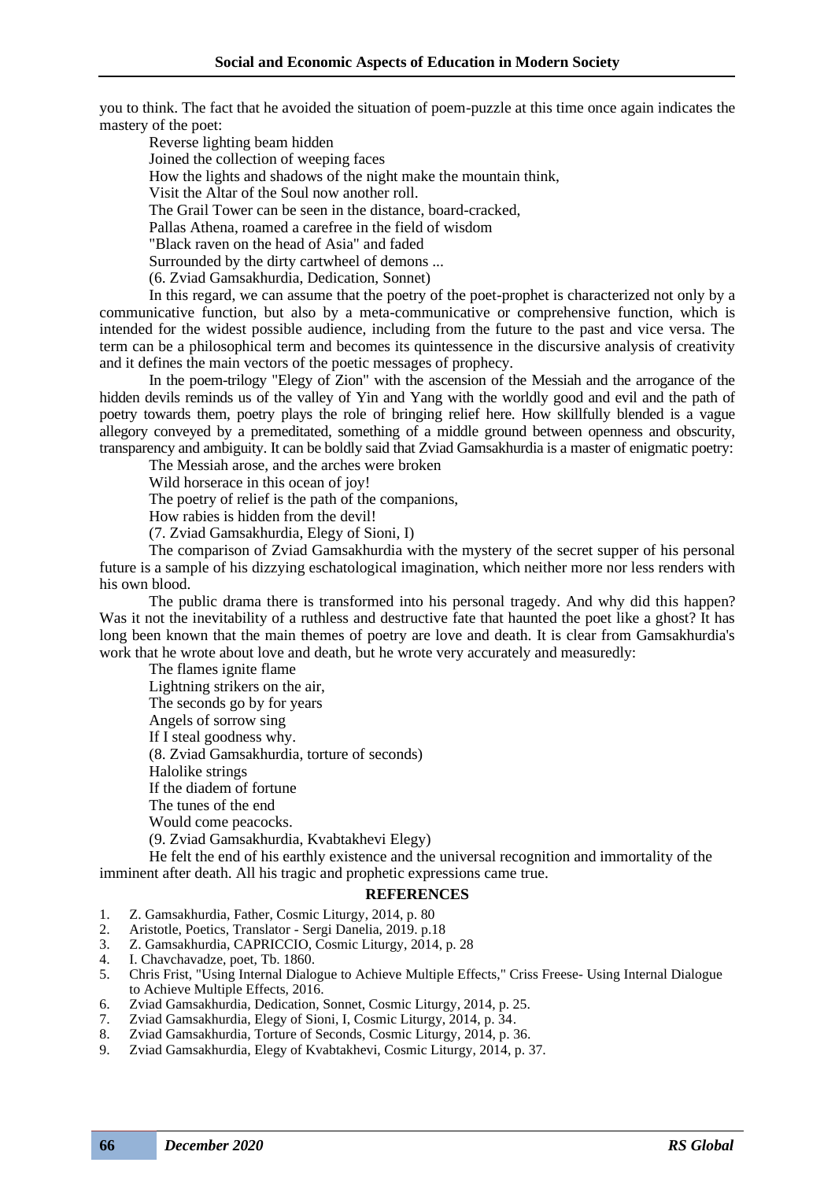you to think. The fact that he avoided the situation of poem-puzzle at this time once again indicates the mastery of the poet:

Reverse lighting beam hidden
Joined the collection of weeping faces
How the lights and shadows of the night make the mountain think,
Visit the Altar of the Soul now another roll.
The Grail Tower can be seen in the distance, board-cracked,
Pallas Athena, roamed a carefree in the field of wisdom
"Black raven on the head of Asia" and faded
Surrounded by the dirty cartwheel of demons ...
(6. Zviad Gamsakhurdia, Dedication, Sonnet)

In this regard, we can assume that the poetry of the poet-prophet is characterized not only by a communicative function, but also by a meta-communicative or comprehensive function, which is intended for the widest possible audience, including from the future to the past and vice versa. The term can be a philosophical term and becomes its quintessence in the discursive analysis of creativity and it defines the main vectors of the poetic messages of prophecy.

In the poem-trilogy "Elegy of Zion" with the ascension of the Messiah and the arrogance of the hidden devils reminds us of the valley of Yin and Yang with the worldly good and evil and the path of poetry towards them, poetry plays the role of bringing relief here. How skillfully blended is a vague allegory conveyed by a premeditated, something of a middle ground between openness and obscurity, transparency and ambiguity. It can be boldly said that Zviad Gamsakhurdia is a master of enigmatic poetry:

The Messiah arose, and the arches were broken
Wild horserace in this ocean of joy!
The poetry of relief is the path of the companions,
How rabies is hidden from the devil!
(7. Zviad Gamsakhurdia, Elegy of Sioni, I)

The comparison of Zviad Gamsakhurdia with the mystery of the secret supper of his personal future is a sample of his dizzying eschatological imagination, which neither more nor less renders with his own blood.

The public drama there is transformed into his personal tragedy. And why did this happen? Was it not the inevitability of a ruthless and destructive fate that haunted the poet like a ghost? It has long been known that the main themes of poetry are love and death. It is clear from Gamsakhurdia's work that he wrote about love and death, but he wrote very accurately and measuredly:

The flames ignite flame
Lightning strikers on the air,
The seconds go by for years
Angels of sorrow sing
If I steal goodness why.
(8. Zviad Gamsakhurdia, torture of seconds)
Halolike strings
If the diadem of fortune
The tunes of the end
Would come peacocks.
(9. Zviad Gamsakhurdia, Kvabtakhevi Elegy)

He felt the end of his earthly existence and the universal recognition and immortality of the imminent after death. All his tragic and prophetic expressions came true.

## REFERENCES

1. Z. Gamsakhurdia, Father, Cosmic Liturgy, 2014, p. 80
2. Aristotle, Poetics, Translator - Sergi Danelia, 2019. p.18
3. Z. Gamsakhurdia, CAPRICCIO, Cosmic Liturgy, 2014, p. 28
4. I. Chavchavadze, poet, Tb. 1860.
5. Chris Frist, "Using Internal Dialogue to Achieve Multiple Effects," Criss Freese- Using Internal Dialogue to Achieve Multiple Effects, 2016.
6. Zviad Gamsakhurdia, Dedication, Sonnet, Cosmic Liturgy, 2014, p. 25.
7. Zviad Gamsakhurdia, Elegy of Sioni, I, Cosmic Liturgy, 2014, p. 34.
8. Zviad Gamsakhurdia, Torture of Seconds, Cosmic Liturgy, 2014, p. 36.
9. Zviad Gamsakhurdia, Elegy of Kvabtakhevi, Cosmic Liturgy, 2014, p. 37.